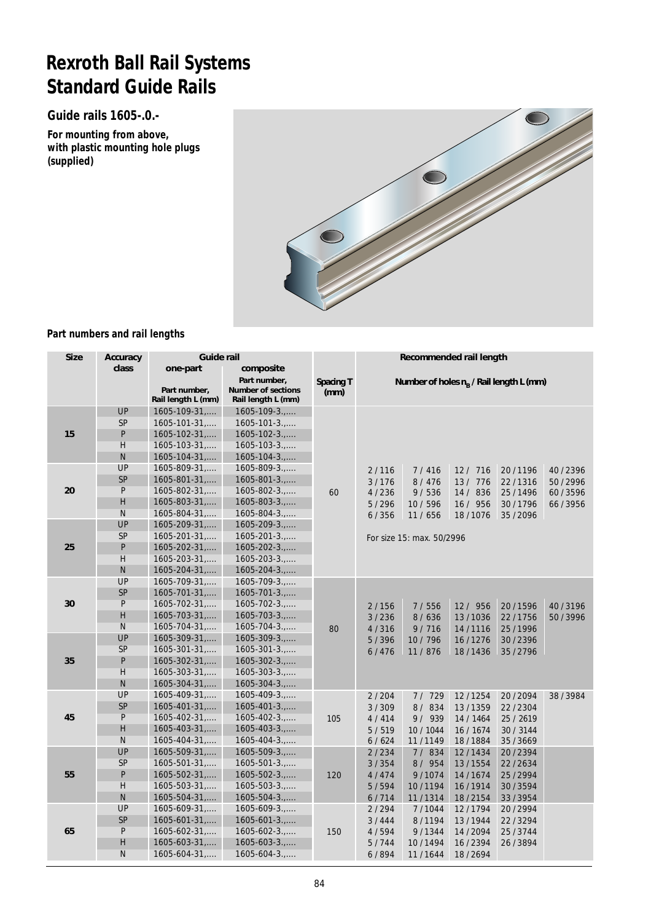# Rexroth Ball Rail Systems
# Standard Guide Rails

## Guide rails 1605-.0.-

**For mounting from above, with plastic mounting hole plugs (supplied)**

### Part numbers and rail lengths

| Size | Accuracy class | Guide rail one-part: Part number, Rail length L (mm) | Guide rail composite: Part number, Number of sections Rail length L (mm) | Spacing T (mm) | Recommended rail length: Number of holes $n_B$ / Rail length L (mm) | | | | |
|---|---|---|---|---|---|---|---|---|---|
| 15 | UP | 1605-109-31,.... | 1605-109-3.,.... | 60 | 2 / 116 | 7 / 416 | 12 / 716 | 20 / 1196 | 40 / 2396 |
| | SP | 1605-101-31,.... | 1605-101-3.,.... | | 3 / 176 | 8 / 476 | 13 / 776 | 22 / 1316 | 50 / 2996 |
| | P | 1605-102-31,.... | 1605-102-3.,.... | | 4 / 236 | 9 / 536 | 14 / 836 | 25 / 1496 | 60 / 3596 |
| | H | 1605-103-31,.... | 1605-103-3.,.... | | 5 / 296 | 10 / 596 | 16 / 956 | 30 / 1796 | 66 / 3956 |
| | N | 1605-104-31,.... | 1605-104-3.,.... | | 6 / 356 | 11 / 656 | 18 / 1076 | 35 / 2096 | |
| 20 | UP | 1605-809-31,.... | 1605-809-3.,.... | | For size 15: max. 50/2996 | | | | |
| | SP | 1605-801-31,.... | 1605-801-3.,.... | | | | | | |
| | P | 1605-802-31,.... | 1605-802-3.,.... | | | | | | |
| | H | 1605-803-31,.... | 1605-803-3.,.... | | | | | | |
| | N | 1605-804-31,.... | 1605-804-3.,.... | | | | | | |
| 25 | UP | 1605-209-31,.... | 1605-209-3.,.... | | | | | | |
| | SP | 1605-201-31,.... | 1605-201-3.,.... | | | | | | |
| | P | 1605-202-31,.... | 1605-202-3.,.... | | | | | | |
| | H | 1605-203-31,.... | 1605-203-3.,.... | | | | | | |
| | N | 1605-204-31,.... | 1605-204-3.,.... | | | | | | |
| 30 | UP | 1605-709-31,.... | 1605-709-3.,.... | 80 | 2 / 156 | 7 / 556 | 12 / 956 | 20 / 1596 | 40 / 3196 |
| | SP | 1605-701-31,.... | 1605-701-3.,.... | | 3 / 236 | 8 / 636 | 13 / 1036 | 22 / 1756 | 50 / 3996 |
| | P | 1605-702-31,.... | 1605-702-3.,.... | | 4 / 316 | 9 / 716 | 14 / 1116 | 25 / 1996 | |
| | H | 1605-703-31,.... | 1605-703-3.,.... | | 5 / 396 | 10 / 796 | 16 / 1276 | 30 / 2396 | |
| | N | 1605-704-31,.... | 1605-704-3.,.... | | 6 / 476 | 11 / 876 | 18 / 1436 | 35 / 2796 | |
| 35 | UP | 1605-309-31,.... | 1605-309-3.,.... | | | | | | |
| | SP | 1605-301-31,.... | 1605-301-3.,.... | | | | | | |
| | P | 1605-302-31,.... | 1605-302-3.,.... | | | | | | |
| | H | 1605-303-31,.... | 1605-303-3.,.... | | | | | | |
| | N | 1605-304-31,.... | 1605-304-3.,.... | | | | | | |
| 45 | UP | 1605-409-31,.... | 1605-409-3.,.... | 105 | 2 / 204 | 7 / 729 | 12 / 1254 | 20 / 2094 | 38 / 3984 |
| | SP | 1605-401-31,.... | 1605-401-3.,.... | | 3 / 309 | 8 / 834 | 13 / 1359 | 22 / 2304 | |
| | P | 1605-402-31,.... | 1605-402-3.,.... | | 4 / 414 | 9 / 939 | 14 / 1464 | 25 / 2619 | |
| | H | 1605-403-31,.... | 1605-403-3.,.... | | 5 / 519 | 10 / 1044 | 16 / 1674 | 30 / 3144 | |
| | N | 1605-404-31,.... | 1605-404-3.,.... | | 6 / 624 | 11 / 1149 | 18 / 1884 | 35 / 3669 | |
| 55 | UP | 1605-509-31,.... | 1605-509-3.,.... | 120 | 2 / 234 | 7 / 834 | 12 / 1434 | 20 / 2394 | |
| | SP | 1605-501-31,.... | 1605-501-3.,.... | | 3 / 354 | 8 / 954 | 13 / 1554 | 22 / 2634 | |
| | P | 1605-502-31,.... | 1605-502-3.,.... | | 4 / 474 | 9 / 1074 | 14 / 1674 | 25 / 2994 | |
| | H | 1605-503-31,.... | 1605-503-3.,.... | | 5 / 594 | 10 / 1194 | 16 / 1914 | 30 / 3594 | |
| | N | 1605-504-31,.... | 1605-504-3.,.... | | 6 / 714 | 11 / 1314 | 18 / 2154 | 33 / 3954 | |
| 65 | UP | 1605-609-31,.... | 1605-609-3.,.... | 150 | 2 / 294 | 7 / 1044 | 12 / 1794 | 20 / 2994 | |
| | SP | 1605-601-31,.... | 1605-601-3.,.... | | 3 / 444 | 8 / 1194 | 13 / 1944 | 22 / 3294 | |
| | P | 1605-602-31,.... | 1605-602-3.,.... | | 4 / 594 | 9 / 1344 | 14 / 2094 | 25 / 3744 | |
| | H | 1605-603-31,.... | 1605-603-3.,.... | | 5 / 744 | 10 / 1494 | 16 / 2394 | 26 / 3894 | |
| | N | 1605-604-31,.... | 1605-604-3.,.... | | 6 / 894 | 11 / 1644 | 18 / 2694 | | |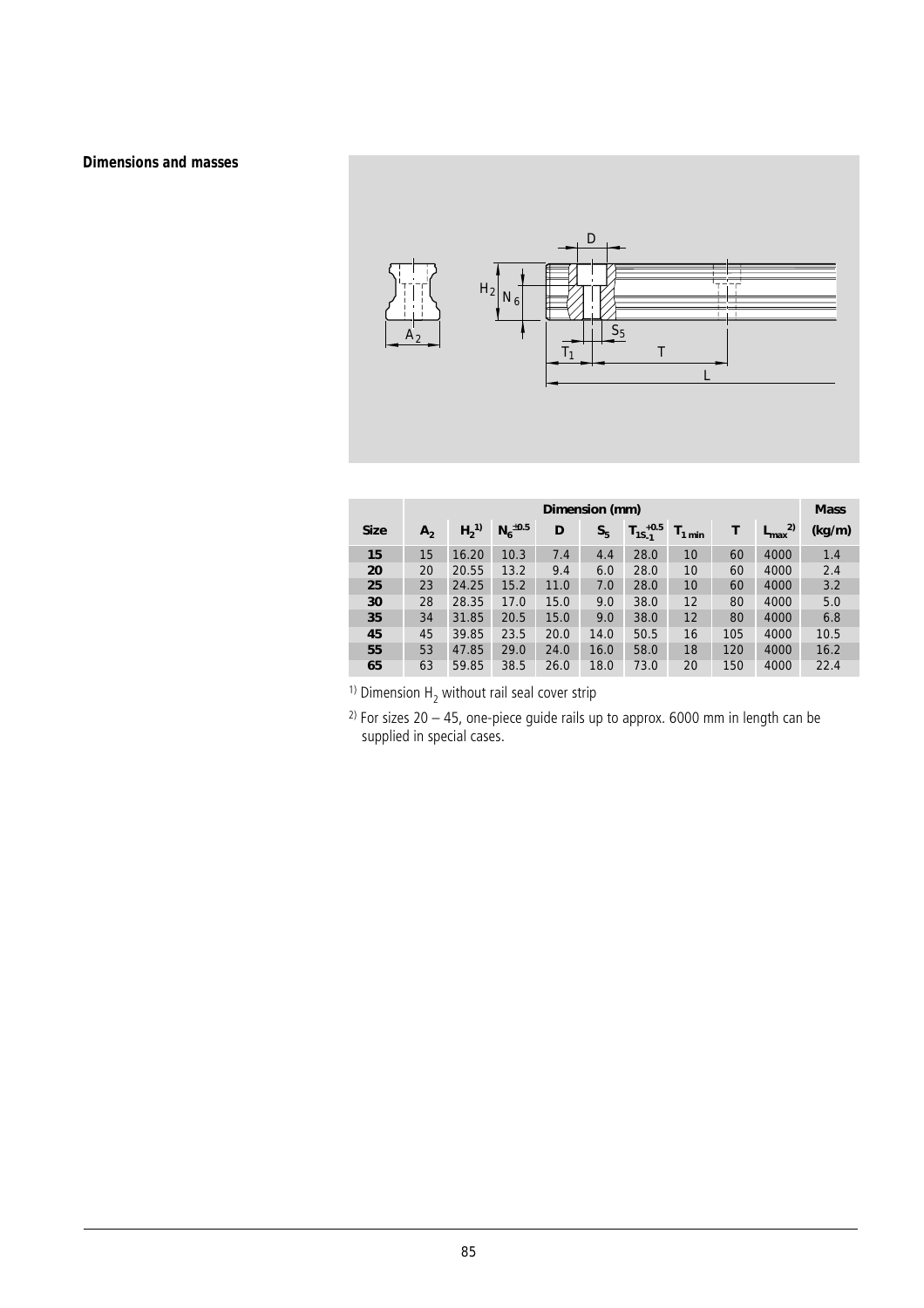**Dimensions and masses**

D
$H_2$
$N_6$
$S_5$
$A_2$
$T_1$
T
L

| Size | Dimension (mm) | | | | | | | | | Mass |
|---|---|---|---|---|---|---|---|---|---|---|
| | $A_2$ | $H_2$[1)] | $N_6^{\pm 0.5}$ | D | $S_5$ | $T_{1S\,-1}^{\,+0.5}$ | $T_{1\,min}$ | T | $L_{max}$[2)] | (kg/m) |
| **15** | 15 | 16.20 | 10.3 | 7.4 | 4.4 | 28.0 | 10 | 60 | 4000 | 1.4 |
| **20** | 20 | 20.55 | 13.2 | 9.4 | 6.0 | 28.0 | 10 | 60 | 4000 | 2.4 |
| **25** | 23 | 24.25 | 15.2 | 11.0 | 7.0 | 28.0 | 10 | 60 | 4000 | 3.2 |
| **30** | 28 | 28.35 | 17.0 | 15.0 | 9.0 | 38.0 | 12 | 80 | 4000 | 5.0 |
| **35** | 34 | 31.85 | 20.5 | 15.0 | 9.0 | 38.0 | 12 | 80 | 4000 | 6.8 |
| **45** | 45 | 39.85 | 23.5 | 20.0 | 14.0 | 50.5 | 16 | 105 | 4000 | 10.5 |
| **55** | 53 | 47.85 | 29.0 | 24.0 | 16.0 | 58.0 | 18 | 120 | 4000 | 16.2 |
| **65** | 63 | 59.85 | 38.5 | 26.0 | 18.0 | 73.0 | 20 | 150 | 4000 | 22.4 |

1) Dimension $H_2$ without rail seal cover strip

2) For sizes 20 – 45, one-piece guide rails up to approx. 6000 mm in length can be supplied in special cases.